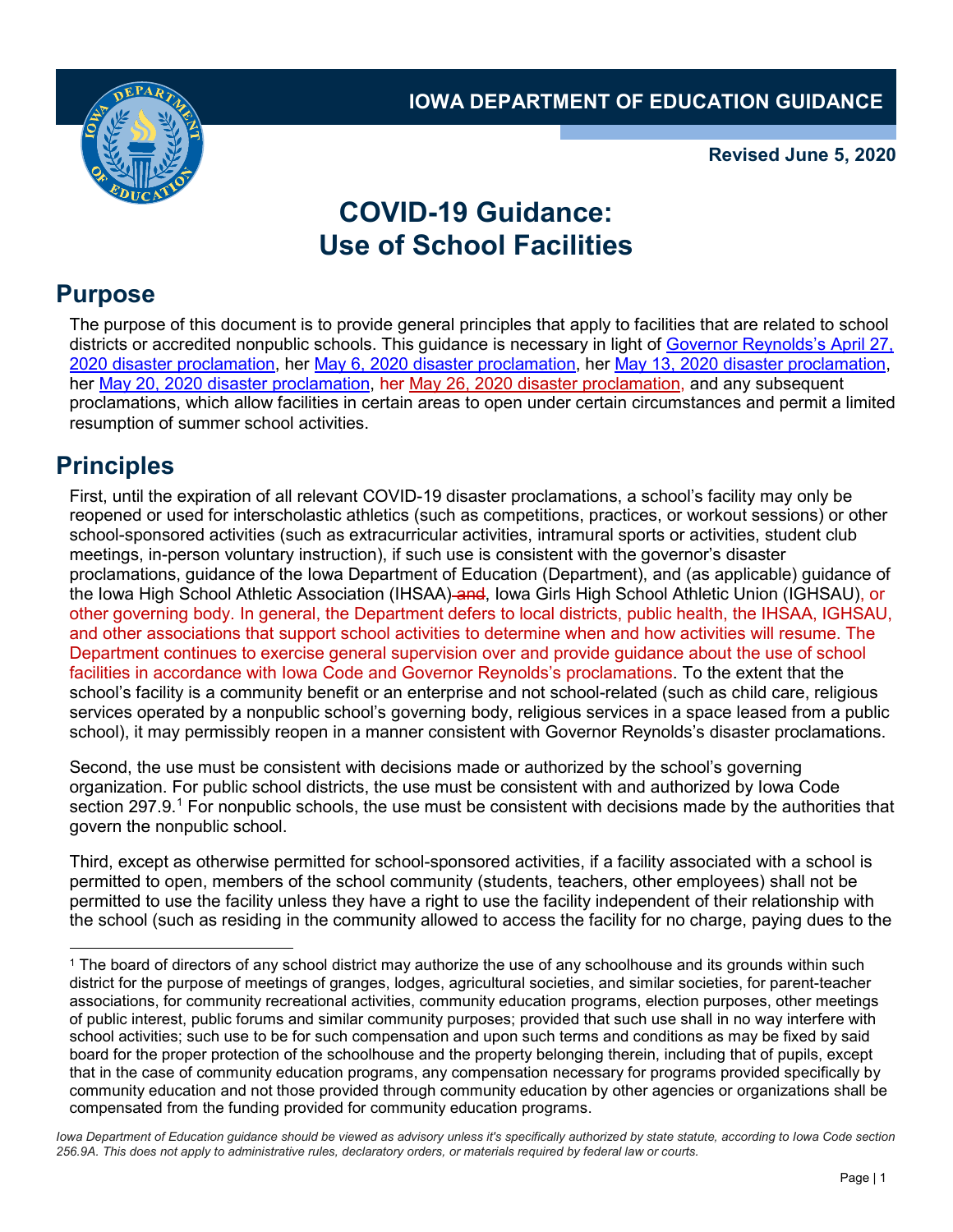**IOWA DEPARTMENT OF EDUCATION GUIDANCE**

**Revised June 5, 2020**

# COVID-19 Guidance: Use of School Facilities

## Purpose

The purpose of this document is to provide general principles that apply to facilities that are related to school districts or accredited nonpublic schools. This guidance is necessary in light of Governor Reynolds's April 27, 2020 disaster proclamation, her May 6, 2020 disaster proclamation, her May 13, 2020 disaster proclamation, her May 20, 2020 disaster proclamation, her May 26, 2020 disaster proclamation, and any subsequent proclamations, which allow facilities in certain areas to open under certain circumstances and permit a limited resumption of summer school activities.

## Principles

First, until the expiration of all relevant COVID-19 disaster proclamations, a school's facility may only be reopened or used for interscholastic athletics (such as competitions, practices, or workout sessions) or other school-sponsored activities (such as extracurricular activities, intramural sports or activities, student club meetings, in-person voluntary instruction), if such use is consistent with the governor's disaster proclamations, guidance of the Iowa Department of Education (Department), and (as applicable) guidance of the Iowa High School Athletic Association (IHSAA) ~~and~~, Iowa Girls High School Athletic Union (IGHSAU), or other governing body. In general, the Department defers to local districts, public health, the IHSAA, IGHSAU, and other associations that support school activities to determine when and how activities will resume. The Department continues to exercise general supervision over and provide guidance about the use of school facilities in accordance with Iowa Code and Governor Reynolds's proclamations. To the extent that the school's facility is a community benefit or an enterprise and not school-related (such as child care, religious services operated by a nonpublic school's governing body, religious services in a space leased from a public school), it may permissibly reopen in a manner consistent with Governor Reynolds's disaster proclamations.

Second, the use must be consistent with decisions made or authorized by the school's governing organization. For public school districts, the use must be consistent with and authorized by Iowa Code section 297.9.[1] For nonpublic schools, the use must be consistent with decisions made by the authorities that govern the nonpublic school.

Third, except as otherwise permitted for school-sponsored activities, if a facility associated with a school is permitted to open, members of the school community (students, teachers, other employees) shall not be permitted to use the facility unless they have a right to use the facility independent of their relationship with the school (such as residing in the community allowed to access the facility for no charge, paying dues to the

---

[1] The board of directors of any school district may authorize the use of any schoolhouse and its grounds within such district for the purpose of meetings of granges, lodges, agricultural societies, and similar societies, for parent-teacher associations, for community recreational activities, community education programs, election purposes, other meetings of public interest, public forums and similar community purposes; provided that such use shall in no way interfere with school activities; such use to be for such compensation and upon such terms and conditions as may be fixed by said board for the proper protection of the schoolhouse and the property belonging therein, including that of pupils, except that in the case of community education programs, any compensation necessary for programs provided specifically by community education and not those provided through community education by other agencies or organizations shall be compensated from the funding provided for community education programs.

*Iowa Department of Education guidance should be viewed as advisory unless it's specifically authorized by state statute, according to Iowa Code section 256.9A. This does not apply to administrative rules, declaratory orders, or materials required by federal law or courts.*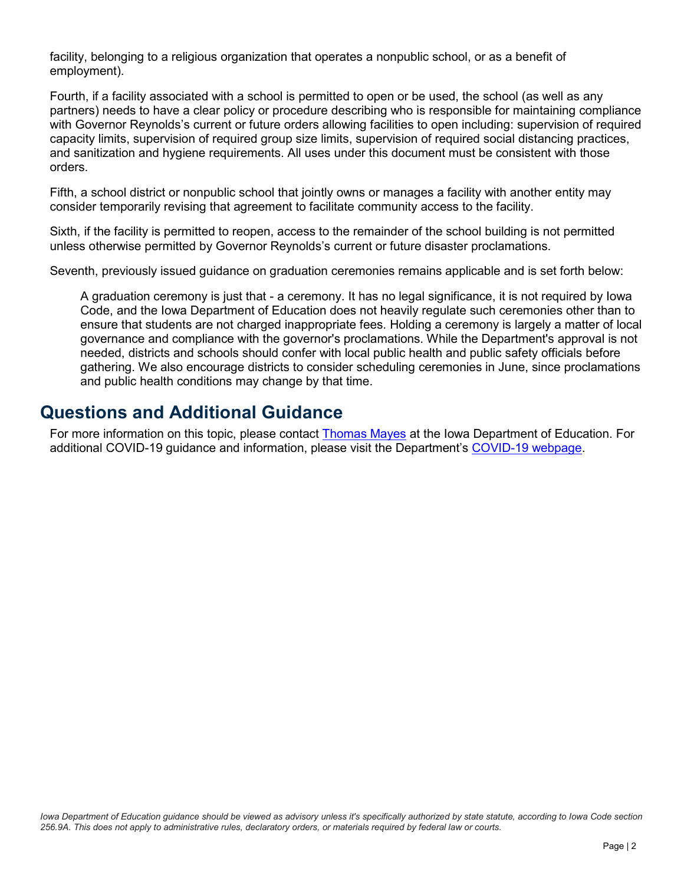facility, belonging to a religious organization that operates a nonpublic school, or as a benefit of employment).

Fourth, if a facility associated with a school is permitted to open or be used, the school (as well as any partners) needs to have a clear policy or procedure describing who is responsible for maintaining compliance with Governor Reynolds's current or future orders allowing facilities to open including: supervision of required capacity limits, supervision of required group size limits, supervision of required social distancing practices, and sanitization and hygiene requirements. All uses under this document must be consistent with those orders.

Fifth, a school district or nonpublic school that jointly owns or manages a facility with another entity may consider temporarily revising that agreement to facilitate community access to the facility.

Sixth, if the facility is permitted to reopen, access to the remainder of the school building is not permitted unless otherwise permitted by Governor Reynolds's current or future disaster proclamations.

Seventh, previously issued guidance on graduation ceremonies remains applicable and is set forth below:

> A graduation ceremony is just that - a ceremony. It has no legal significance, it is not required by Iowa Code, and the Iowa Department of Education does not heavily regulate such ceremonies other than to ensure that students are not charged inappropriate fees. Holding a ceremony is largely a matter of local governance and compliance with the governor's proclamations. While the Department's approval is not needed, districts and schools should confer with local public health and public safety officials before gathering. We also encourage districts to consider scheduling ceremonies in June, since proclamations and public health conditions may change by that time.

## Questions and Additional Guidance

For more information on this topic, please contact Thomas Mayes at the Iowa Department of Education. For additional COVID-19 guidance and information, please visit the Department's COVID-19 webpage.

*Iowa Department of Education guidance should be viewed as advisory unless it's specifically authorized by state statute, according to Iowa Code section 256.9A. This does not apply to administrative rules, declaratory orders, or materials required by federal law or courts.*